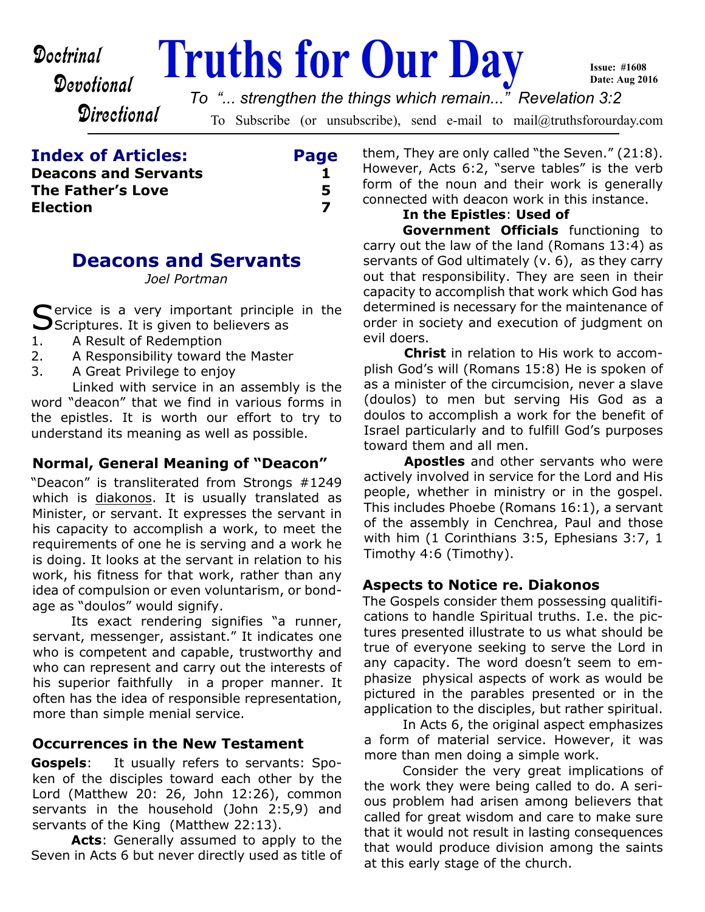*Doctrinal*
*Devotional*
*Directional*

# Truths for Our Day

Issue: #1608
Date: Aug 2016

*To "... strengthen the things which remain..." Revelation 3:2*

To Subscribe (or unsubscribe), send e-mail to mail@truthsforourday.com

| Index of Articles: | Page |
|---|---|
| **Deacons and Servants** | **1** |
| **The Father's Love** | **5** |
| **Election** | **7** |

## Deacons and Servants

*Joel Portman*

Service is a very important principle in the Scriptures. It is given to believers as

1. A Result of Redemption
2. A Responsibility toward the Master
3. A Great Privilege to enjoy

Linked with service in an assembly is the word "deacon" that we find in various forms in the epistles. It is worth our effort to try to understand its meaning as well as possible.

### Normal, General Meaning of "Deacon"

"Deacon" is transliterated from Strongs #1249 which is diakonos. It is usually translated as Minister, or servant. It expresses the servant in his capacity to accomplish a work, to meet the requirements of one he is serving and a work he is doing. It looks at the servant in relation to his work, his fitness for that work, rather than any idea of compulsion or even voluntarism, or bondage as "doulos" would signify.

Its exact rendering signifies "a runner, servant, messenger, assistant." It indicates one who is competent and capable, trustworthy and who can represent and carry out the interests of his superior faithfully in a proper manner. It often has the idea of responsible representation, more than simple menial service.

### Occurrences in the New Testament

**Gospels**: It usually refers to servants: Spoken of the disciples toward each other by the Lord (Matthew 20: 26, John 12:26), common servants in the household (John 2:5,9) and servants of the King (Matthew 22:13).

**Acts**: Generally assumed to apply to the Seven in Acts 6 but never directly used as title of them, They are only called "the Seven." (21:8). However, Acts 6:2, "serve tables" is the verb form of the noun and their work is generally connected with deacon work in this instance.

**In the Epistles**: **Used of**

**Government Officials** functioning to carry out the law of the land (Romans 13:4) as servants of God ultimately (v. 6), as they carry out that responsibility. They are seen in their capacity to accomplish that work which God has determined is necessary for the maintenance of order in society and execution of judgment on evil doers.

**Christ** in relation to His work to accomplish God's will (Romans 15:8) He is spoken of as a minister of the circumcision, never a slave (doulos) to men but serving His God as a doulos to accomplish a work for the benefit of Israel particularly and to fulfill God's purposes toward them and all men.

**Apostles** and other servants who were actively involved in service for the Lord and His people, whether in ministry or in the gospel. This includes Phoebe (Romans 16:1), a servant of the assembly in Cenchrea, Paul and those with him (1 Corinthians 3:5, Ephesians 3:7, 1 Timothy 4:6 (Timothy).

### Aspects to Notice re. Diakonos

The Gospels consider them possessing qualitifications to handle Spiritual truths. I.e. the pictures presented illustrate to us what should be true of everyone seeking to serve the Lord in any capacity. The word doesn't seem to emphasize physical aspects of work as would be pictured in the parables presented or in the application to the disciples, but rather spiritual.

In Acts 6, the original aspect emphasizes a form of material service. However, it was more than men doing a simple work.

Consider the very great implications of the work they were being called to do. A serious problem had arisen among believers that called for great wisdom and care to make sure that it would not result in lasting consequences that would produce division among the saints at this early stage of the church.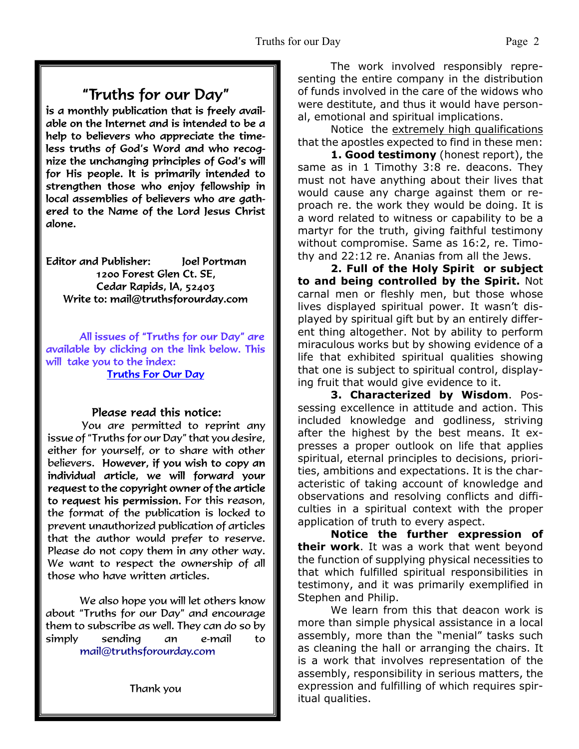## "Truths for our Day"

is a monthly publication that is freely available on the Internet and is intended to be a help to believers who appreciate the timeless truths of God's Word and who recognize the unchanging principles of God's will for His people. It is primarily intended to strengthen those who enjoy fellowship in local assemblies of believers who are gathered to the Name of the Lord Jesus Christ alone.

Editor and Publisher: Joel Portman
1200 Forest Glen Ct. SE,
Cedar Rapids, IA, 52403
Write to: mail@truthsforourday.com

All issues of "Truths for our Day" are available by clicking on the link below. This will take you to the index:
Truths For Our Day

### Please read this notice:

You are permitted to reprint any issue of "Truths for our Day" that you desire, either for yourself, or to share with other believers. **However, if you wish to copy an individual article, we will forward your request to the copyright owner of the article to request his permission.** For this reason, the format of the publication is locked to prevent unauthorized publication of articles that the author would prefer to reserve. Please do not copy them in any other way. We want to respect the ownership of all those who have written articles.

We also hope you will let others know about "Truths for our Day" and encourage them to subscribe as well. They can do so by simply sending an e-mail to mail@truthsforourday.com

Thank you

The work involved responsibly representing the entire company in the distribution of funds involved in the care of the widows who were destitute, and thus it would have personal, emotional and spiritual implications.

Notice the extremely high qualifications that the apostles expected to find in these men:

**1. Good testimony** (honest report), the same as in 1 Timothy 3:8 re. deacons. They must not have anything about their lives that would cause any charge against them or reproach re. the work they would be doing. It is a word related to witness or capability to be a martyr for the truth, giving faithful testimony without compromise. Same as 16:2, re. Timothy and 22:12 re. Ananias from all the Jews.

**2. Full of the Holy Spirit or subject to and being controlled by the Spirit.** Not carnal men or fleshly men, but those whose lives displayed spiritual power. It wasn't displayed by spiritual gift but by an entirely different thing altogether. Not by ability to perform miraculous works but by showing evidence of a life that exhibited spiritual qualities showing that one is subject to spiritual control, displaying fruit that would give evidence to it.

**3. Characterized by Wisdom**. Possessing excellence in attitude and action. This included knowledge and godliness, striving after the highest by the best means. It expresses a proper outlook on life that applies spiritual, eternal principles to decisions, priorities, ambitions and expectations. It is the characteristic of taking account of knowledge and observations and resolving conflicts and difficulties in a spiritual context with the proper application of truth to every aspect.

**Notice the further expression of their work**. It was a work that went beyond the function of supplying physical necessities to that which fulfilled spiritual responsibilities in testimony, and it was primarily exemplified in Stephen and Philip.

We learn from this that deacon work is more than simple physical assistance in a local assembly, more than the "menial" tasks such as cleaning the hall or arranging the chairs. It is a work that involves representation of the assembly, responsibility in serious matters, the expression and fulfilling of which requires spiritual qualities.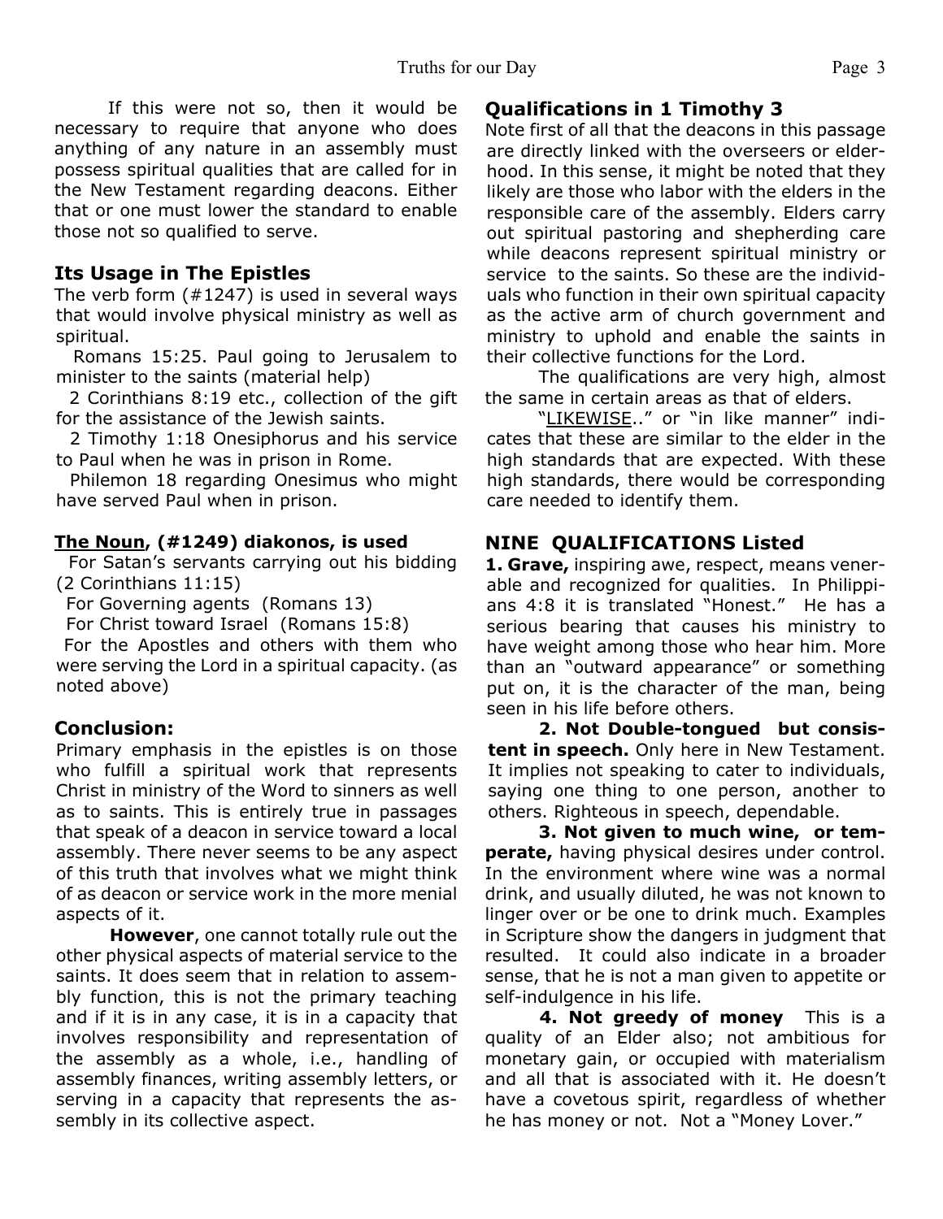If this were not so, then it would be necessary to require that anyone who does anything of any nature in an assembly must possess spiritual qualities that are called for in the New Testament regarding deacons. Either that or one must lower the standard to enable those not so qualified to serve.

### Its Usage in The Epistles

The verb form (#1247) is used in several ways that would involve physical ministry as well as spiritual.

Romans 15:25. Paul going to Jerusalem to minister to the saints (material help)

2 Corinthians 8:19 etc., collection of the gift for the assistance of the Jewish saints.

2 Timothy 1:18 Onesiphorus and his service to Paul when he was in prison in Rome.

Philemon 18 regarding Onesimus who might have served Paul when in prison.

#### The Noun, (#1249) diakonos, is used

For Satan's servants carrying out his bidding (2 Corinthians 11:15)

For Governing agents (Romans 13)

For Christ toward Israel (Romans 15:8)

For the Apostles and others with them who were serving the Lord in a spiritual capacity. (as noted above)

### Conclusion:

Primary emphasis in the epistles is on those who fulfill a spiritual work that represents Christ in ministry of the Word to sinners as well as to saints. This is entirely true in passages that speak of a deacon in service toward a local assembly. There never seems to be any aspect of this truth that involves what we might think of as deacon or service work in the more menial aspects of it.

**However**, one cannot totally rule out the other physical aspects of material service to the saints. It does seem that in relation to assembly function, this is not the primary teaching and if it is in any case, it is in a capacity that involves responsibility and representation of the assembly as a whole, i.e., handling of assembly finances, writing assembly letters, or serving in a capacity that represents the assembly in its collective aspect.

### Qualifications in 1 Timothy 3

Note first of all that the deacons in this passage are directly linked with the overseers or elderhood. In this sense, it might be noted that they likely are those who labor with the elders in the responsible care of the assembly. Elders carry out spiritual pastoring and shepherding care while deacons represent spiritual ministry or service to the saints. So these are the individuals who function in their own spiritual capacity as the active arm of church government and ministry to uphold and enable the saints in their collective functions for the Lord.

The qualifications are very high, almost the same in certain areas as that of elders.

"LIKEWISE.." or "in like manner" indicates that these are similar to the elder in the high standards that are expected. With these high standards, there would be corresponding care needed to identify them.

### NINE QUALIFICATIONS Listed

**1. Grave,** inspiring awe, respect, means venerable and recognized for qualities. In Philippians 4:8 it is translated "Honest." He has a serious bearing that causes his ministry to have weight among those who hear him. More than an "outward appearance" or something put on, it is the character of the man, being seen in his life before others.

**2. Not Double-tongued but consistent in speech.** Only here in New Testament. It implies not speaking to cater to individuals, saying one thing to one person, another to others. Righteous in speech, dependable.

**3. Not given to much wine, or temperate,** having physical desires under control. In the environment where wine was a normal drink, and usually diluted, he was not known to linger over or be one to drink much. Examples in Scripture show the dangers in judgment that resulted. It could also indicate in a broader sense, that he is not a man given to appetite or self-indulgence in his life.

**4. Not greedy of money** This is a quality of an Elder also; not ambitious for monetary gain, or occupied with materialism and all that is associated with it. He doesn't have a covetous spirit, regardless of whether he has money or not. Not a "Money Lover."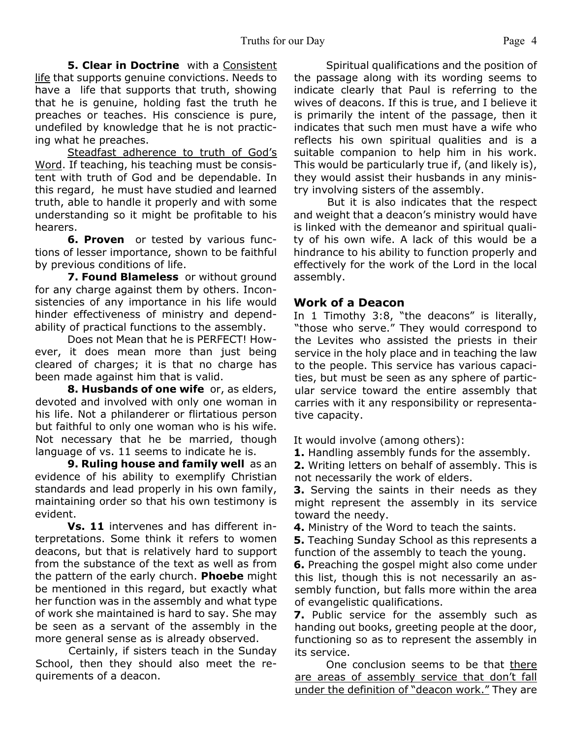**5. Clear in Doctrine** with a Consistent life that supports genuine convictions. Needs to have a life that supports that truth, showing that he is genuine, holding fast the truth he preaches or teaches. His conscience is pure, undefiled by knowledge that he is not practicing what he preaches.

Steadfast adherence to truth of God's Word. If teaching, his teaching must be consistent with truth of God and be dependable. In this regard, he must have studied and learned truth, able to handle it properly and with some understanding so it might be profitable to his hearers.

**6. Proven** or tested by various functions of lesser importance, shown to be faithful by previous conditions of life.

**7. Found Blameless** or without ground for any charge against them by others. Inconsistencies of any importance in his life would hinder effectiveness of ministry and dependability of practical functions to the assembly.

Does not Mean that he is PERFECT! However, it does mean more than just being cleared of charges; it is that no charge has been made against him that is valid.

**8. Husbands of one wife** or, as elders, devoted and involved with only one woman in his life. Not a philanderer or flirtatious person but faithful to only one woman who is his wife. Not necessary that he be married, though language of vs. 11 seems to indicate he is.

**9. Ruling house and family well** as an evidence of his ability to exemplify Christian standards and lead properly in his own family, maintaining order so that his own testimony is evident.

**Vs. 11** intervenes and has different interpretations. Some think it refers to women deacons, but that is relatively hard to support from the substance of the text as well as from the pattern of the early church. **Phoebe** might be mentioned in this regard, but exactly what her function was in the assembly and what type of work she maintained is hard to say. She may be seen as a servant of the assembly in the more general sense as is already observed.

Certainly, if sisters teach in the Sunday School, then they should also meet the requirements of a deacon.

Spiritual qualifications and the position of the passage along with its wording seems to indicate clearly that Paul is referring to the wives of deacons. If this is true, and I believe it is primarily the intent of the passage, then it indicates that such men must have a wife who reflects his own spiritual qualities and is a suitable companion to help him in his work. This would be particularly true if, (and likely is), they would assist their husbands in any ministry involving sisters of the assembly.

But it is also indicates that the respect and weight that a deacon's ministry would have is linked with the demeanor and spiritual quality of his own wife. A lack of this would be a hindrance to his ability to function properly and effectively for the work of the Lord in the local assembly.

### Work of a Deacon

In 1 Timothy 3:8, "the deacons" is literally, "those who serve." They would correspond to the Levites who assisted the priests in their service in the holy place and in teaching the law to the people. This service has various capacities, but must be seen as any sphere of particular service toward the entire assembly that carries with it any responsibility or representative capacity.

It would involve (among others):

**1.** Handling assembly funds for the assembly.
**2.** Writing letters on behalf of assembly. This is not necessarily the work of elders.
**3.** Serving the saints in their needs as they might represent the assembly in its service toward the needy.
**4.** Ministry of the Word to teach the saints.
**5.** Teaching Sunday School as this represents a function of the assembly to teach the young.
**6.** Preaching the gospel might also come under this list, though this is not necessarily an assembly function, but falls more within the area of evangelistic qualifications.
**7.** Public service for the assembly such as handing out books, greeting people at the door, functioning so as to represent the assembly in its service.

One conclusion seems to be that there are areas of assembly service that don't fall under the definition of "deacon work." They are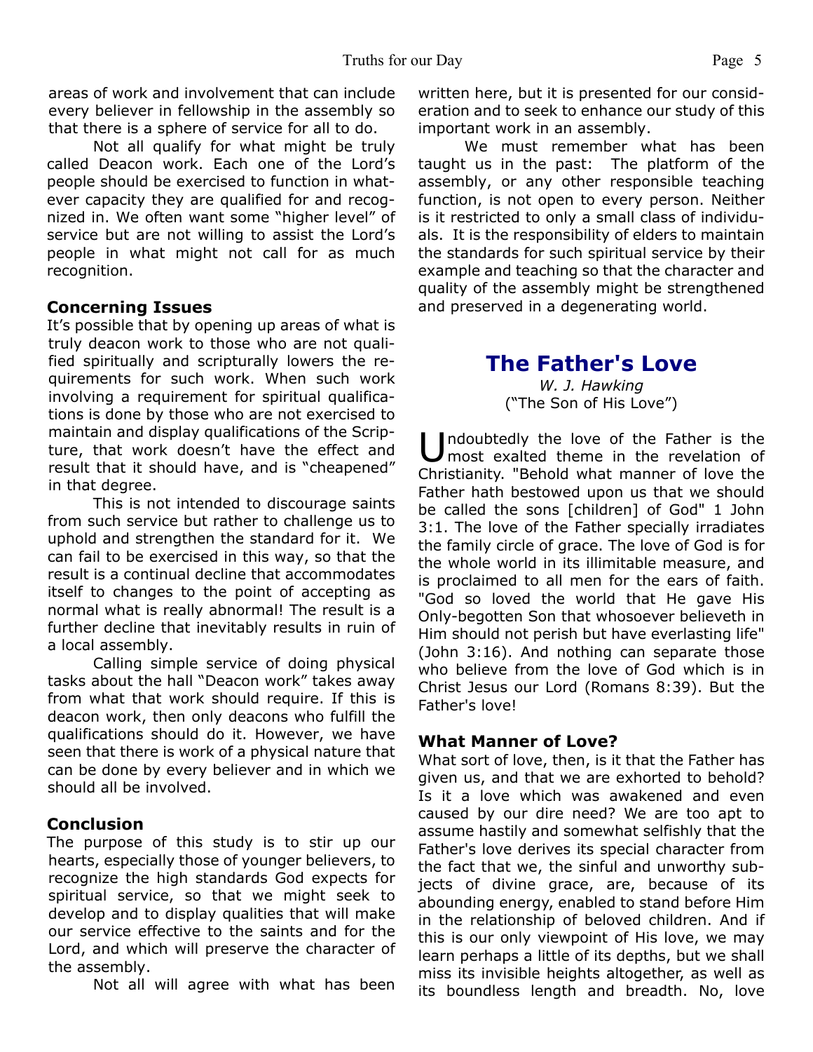areas of work and involvement that can include every believer in fellowship in the assembly so that there is a sphere of service for all to do.

Not all qualify for what might be truly called Deacon work. Each one of the Lord's people should be exercised to function in whatever capacity they are qualified for and recognized in. We often want some "higher level" of service but are not willing to assist the Lord's people in what might not call for as much recognition.

### Concerning Issues

It's possible that by opening up areas of what is truly deacon work to those who are not qualified spiritually and scripturally lowers the requirements for such work. When such work involving a requirement for spiritual qualifications is done by those who are not exercised to maintain and display qualifications of the Scripture, that work doesn't have the effect and result that it should have, and is "cheapened" in that degree.

This is not intended to discourage saints from such service but rather to challenge us to uphold and strengthen the standard for it. We can fail to be exercised in this way, so that the result is a continual decline that accommodates itself to changes to the point of accepting as normal what is really abnormal! The result is a further decline that inevitably results in ruin of a local assembly.

Calling simple service of doing physical tasks about the hall "Deacon work" takes away from what that work should require. If this is deacon work, then only deacons who fulfill the qualifications should do it. However, we have seen that there is work of a physical nature that can be done by every believer and in which we should all be involved.

### Conclusion

The purpose of this study is to stir up our hearts, especially those of younger believers, to recognize the high standards God expects for spiritual service, so that we might seek to develop and to display qualities that will make our service effective to the saints and for the Lord, and which will preserve the character of the assembly.

Not all will agree with what has been written here, but it is presented for our consideration and to seek to enhance our study of this important work in an assembly.

We must remember what has been taught us in the past: The platform of the assembly, or any other responsible teaching function, is not open to every person. Neither is it restricted to only a small class of individuals. It is the responsibility of elders to maintain the standards for such spiritual service by their example and teaching so that the character and quality of the assembly might be strengthened and preserved in a degenerating world.

## The Father's Love

*W. J. Hawking*
("The Son of His Love")

Undoubtedly the love of the Father is the most exalted theme in the revelation of Christianity. "Behold what manner of love the Father hath bestowed upon us that we should be called the sons [children] of God" 1 John 3:1. The love of the Father specially irradiates the family circle of grace. The love of God is for the whole world in its illimitable measure, and is proclaimed to all men for the ears of faith. "God so loved the world that He gave His Only-begotten Son that whosoever believeth in Him should not perish but have everlasting life" (John 3:16). And nothing can separate those who believe from the love of God which is in Christ Jesus our Lord (Romans 8:39). But the Father's love!

### What Manner of Love?

What sort of love, then, is it that the Father has given us, and that we are exhorted to behold? Is it a love which was awakened and even caused by our dire need? We are too apt to assume hastily and somewhat selfishly that the Father's love derives its special character from the fact that we, the sinful and unworthy subjects of divine grace, are, because of its abounding energy, enabled to stand before Him in the relationship of beloved children. And if this is our only viewpoint of His love, we may learn perhaps a little of its depths, but we shall miss its invisible heights altogether, as well as its boundless length and breadth. No, love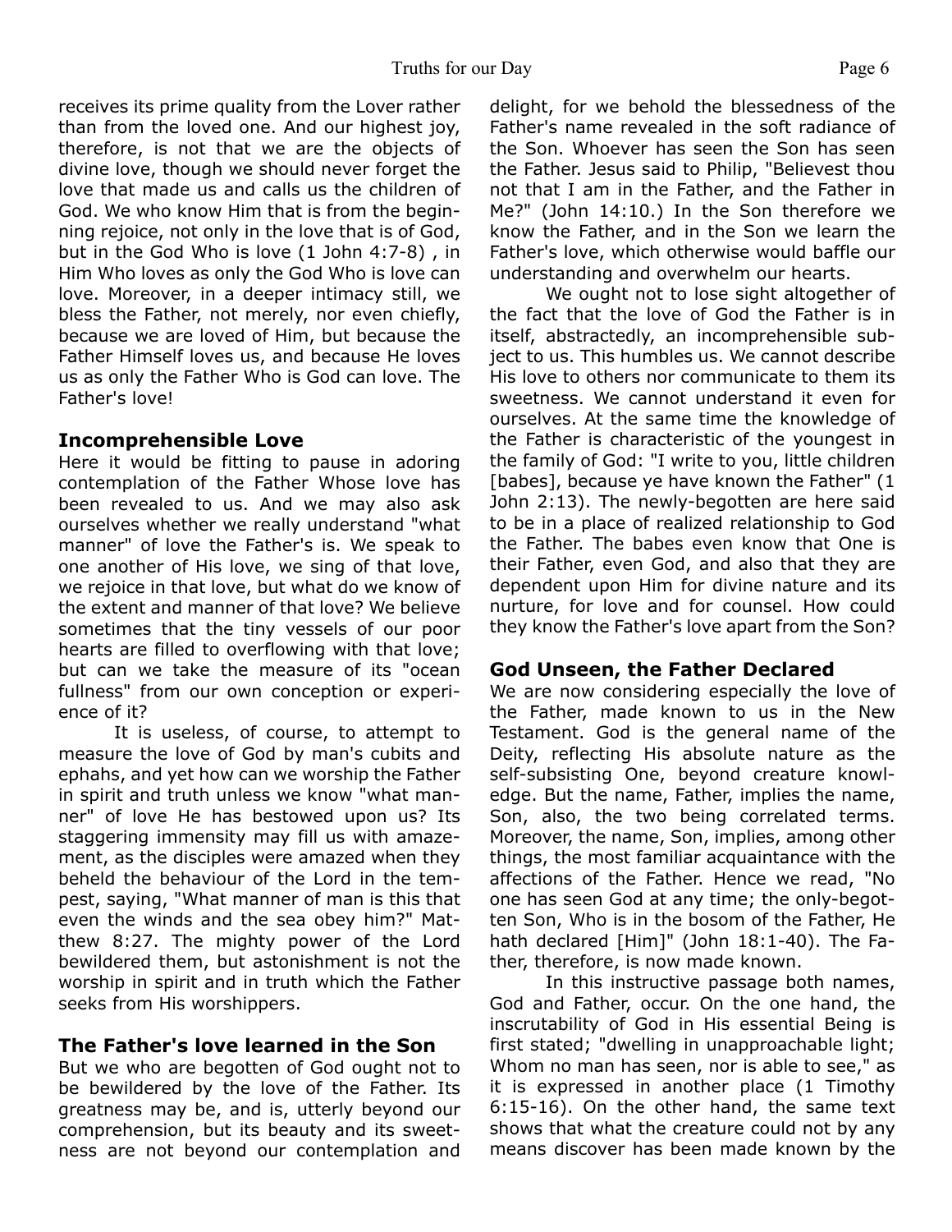receives its prime quality from the Lover rather than from the loved one. And our highest joy, therefore, is not that we are the objects of divine love, though we should never forget the love that made us and calls us the children of God. We who know Him that is from the beginning rejoice, not only in the love that is of God, but in the God Who is love (1 John 4:7-8) , in Him Who loves as only the God Who is love can love. Moreover, in a deeper intimacy still, we bless the Father, not merely, nor even chiefly, because we are loved of Him, but because the Father Himself loves us, and because He loves us as only the Father Who is God can love. The Father's love!

### Incomprehensible Love

Here it would be fitting to pause in adoring contemplation of the Father Whose love has been revealed to us. And we may also ask ourselves whether we really understand "what manner" of love the Father's is. We speak to one another of His love, we sing of that love, we rejoice in that love, but what do we know of the extent and manner of that love? We believe sometimes that the tiny vessels of our poor hearts are filled to overflowing with that love; but can we take the measure of its "ocean fullness" from our own conception or experience of it?

It is useless, of course, to attempt to measure the love of God by man's cubits and ephahs, and yet how can we worship the Father in spirit and truth unless we know "what manner" of love He has bestowed upon us? Its staggering immensity may fill us with amazement, as the disciples were amazed when they beheld the behaviour of the Lord in the tempest, saying, "What manner of man is this that even the winds and the sea obey him?" Matthew 8:27. The mighty power of the Lord bewildered them, but astonishment is not the worship in spirit and in truth which the Father seeks from His worshippers.

### The Father's love learned in the Son

But we who are begotten of God ought not to be bewildered by the love of the Father. Its greatness may be, and is, utterly beyond our comprehension, but its beauty and its sweetness are not beyond our contemplation and delight, for we behold the blessedness of the Father's name revealed in the soft radiance of the Son. Whoever has seen the Son has seen the Father. Jesus said to Philip, "Believest thou not that I am in the Father, and the Father in Me?" (John 14:10.) In the Son therefore we know the Father, and in the Son we learn the Father's love, which otherwise would baffle our understanding and overwhelm our hearts.

We ought not to lose sight altogether of the fact that the love of God the Father is in itself, abstractedly, an incomprehensible subject to us. This humbles us. We cannot describe His love to others nor communicate to them its sweetness. We cannot understand it even for ourselves. At the same time the knowledge of the Father is characteristic of the youngest in the family of God: "I write to you, little children [babes], because ye have known the Father" (1 John 2:13). The newly-begotten are here said to be in a place of realized relationship to God the Father. The babes even know that One is their Father, even God, and also that they are dependent upon Him for divine nature and its nurture, for love and for counsel. How could they know the Father's love apart from the Son?

### God Unseen, the Father Declared

We are now considering especially the love of the Father, made known to us in the New Testament. God is the general name of the Deity, reflecting His absolute nature as the self-subsisting One, beyond creature knowledge. But the name, Father, implies the name, Son, also, the two being correlated terms. Moreover, the name, Son, implies, among other things, the most familiar acquaintance with the affections of the Father. Hence we read, "No one has seen God at any time; the only-begotten Son, Who is in the bosom of the Father, He hath declared [Him]" (John 18:1-40). The Father, therefore, is now made known.

In this instructive passage both names, God and Father, occur. On the one hand, the inscrutability of God in His essential Being is first stated; "dwelling in unapproachable light; Whom no man has seen, nor is able to see," as it is expressed in another place (1 Timothy 6:15-16). On the other hand, the same text shows that what the creature could not by any means discover has been made known by the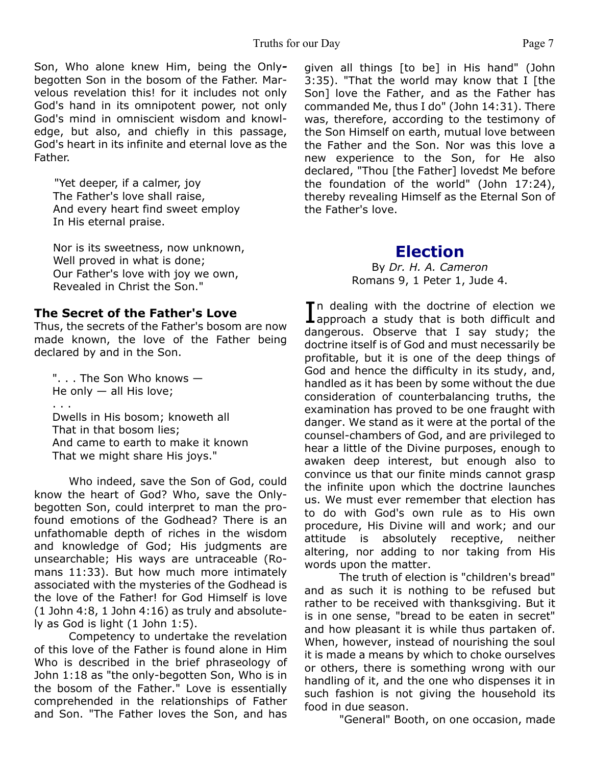Son, Who alone knew Him, being the Only-begotten Son in the bosom of the Father. Marvelous revelation this! for it includes not only God's hand in its omnipotent power, not only God's mind in omniscient wisdom and knowledge, but also, and chiefly in this passage, God's heart in its infinite and eternal love as the Father.

> "Yet deeper, if a calmer, joy
> The Father's love shall raise,
> And every heart find sweet employ
> In His eternal praise.
>
> Nor is its sweetness, now unknown,
> Well proved in what is done;
> Our Father's love with joy we own,
> Revealed in Christ the Son."

### The Secret of the Father's Love

Thus, the secrets of the Father's bosom are now made known, the love of the Father being declared by and in the Son.

> ". . . The Son Who knows —
> He only — all His love;
> . . .
> Dwells in His bosom; knoweth all
> That in that bosom lies;
> And came to earth to make it known
> That we might share His joys."

Who indeed, save the Son of God, could know the heart of God? Who, save the Only-begotten Son, could interpret to man the profound emotions of the Godhead? There is an unfathomable depth of riches in the wisdom and knowledge of God; His judgments are unsearchable; His ways are untraceable (Romans 11:33). But how much more intimately associated with the mysteries of the Godhead is the love of the Father! for God Himself is love (1 John 4:8, 1 John 4:16) as truly and absolutely as God is light (1 John 1:5).

Competency to undertake the revelation of this love of the Father is found alone in Him Who is described in the brief phraseology of John 1:18 as "the only-begotten Son, Who is in the bosom of the Father." Love is essentially comprehended in the relationships of Father and Son. "The Father loves the Son, and has given all things [to be] in His hand" (John 3:35). "That the world may know that I [the Son] love the Father, and as the Father has commanded Me, thus I do" (John 14:31). There was, therefore, according to the testimony of the Son Himself on earth, mutual love between the Father and the Son. Nor was this love a new experience to the Son, for He also declared, "Thou [the Father] lovedst Me before the foundation of the world" (John 17:24), thereby revealing Himself as the Eternal Son of the Father's love.

## Election

By *Dr. H. A. Cameron*
Romans 9, 1 Peter 1, Jude 4.

In dealing with the doctrine of election we approach a study that is both difficult and dangerous. Observe that I say study; the doctrine itself is of God and must necessarily be profitable, but it is one of the deep things of God and hence the difficulty in its study, and, handled as it has been by some without the due consideration of counterbalancing truths, the examination has proved to be one fraught with danger. We stand as it were at the portal of the counsel-chambers of God, and are privileged to hear a little of the Divine purposes, enough to awaken deep interest, but enough also to convince us that our finite minds cannot grasp the infinite upon which the doctrine launches us. We must ever remember that election has to do with God's own rule as to His own procedure, His Divine will and work; and our attitude is absolutely receptive, neither altering, nor adding to nor taking from His words upon the matter.

The truth of election is "children's bread" and as such it is nothing to be refused but rather to be received with thanksgiving. But it is in one sense, "bread to be eaten in secret" and how pleasant it is while thus partaken of. When, however, instead of nourishing the soul it is made a means by which to choke ourselves or others, there is something wrong with our handling of it, and the one who dispenses it in such fashion is not giving the household its food in due season.

"General" Booth, on one occasion, made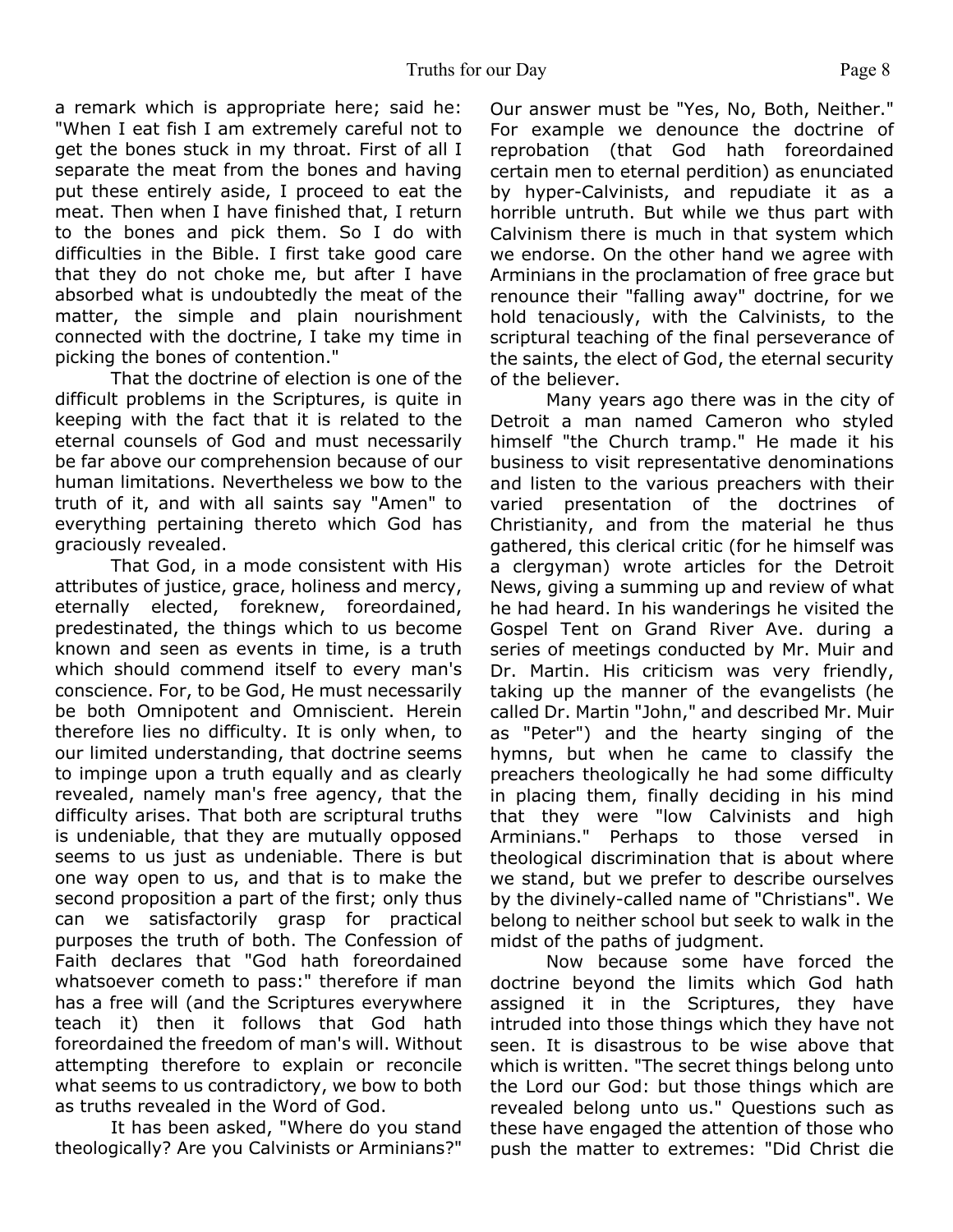a remark which is appropriate here; said he: "When I eat fish I am extremely careful not to get the bones stuck in my throat. First of all I separate the meat from the bones and having put these entirely aside, I proceed to eat the meat. Then when I have finished that, I return to the bones and pick them. So I do with difficulties in the Bible. I first take good care that they do not choke me, but after I have absorbed what is undoubtedly the meat of the matter, the simple and plain nourishment connected with the doctrine, I take my time in picking the bones of contention."

That the doctrine of election is one of the difficult problems in the Scriptures, is quite in keeping with the fact that it is related to the eternal counsels of God and must necessarily be far above our comprehension because of our human limitations. Nevertheless we bow to the truth of it, and with all saints say "Amen" to everything pertaining thereto which God has graciously revealed.

That God, in a mode consistent with His attributes of justice, grace, holiness and mercy, eternally elected, foreknew, foreordained, predestinated, the things which to us become known and seen as events in time, is a truth which should commend itself to every man's conscience. For, to be God, He must necessarily be both Omnipotent and Omniscient. Herein therefore lies no difficulty. It is only when, to our limited understanding, that doctrine seems to impinge upon a truth equally and as clearly revealed, namely man's free agency, that the difficulty arises. That both are scriptural truths is undeniable, that they are mutually opposed seems to us just as undeniable. There is but one way open to us, and that is to make the second proposition a part of the first; only thus can we satisfactorily grasp for practical purposes the truth of both. The Confession of Faith declares that "God hath foreordained whatsoever cometh to pass:" therefore if man has a free will (and the Scriptures everywhere teach it) then it follows that God hath foreordained the freedom of man's will. Without attempting therefore to explain or reconcile what seems to us contradictory, we bow to both as truths revealed in the Word of God.

It has been asked, "Where do you stand theologically? Are you Calvinists or Arminians?" Our answer must be "Yes, No, Both, Neither." For example we denounce the doctrine of reprobation (that God hath foreordained certain men to eternal perdition) as enunciated by hyper-Calvinists, and repudiate it as a horrible untruth. But while we thus part with Calvinism there is much in that system which we endorse. On the other hand we agree with Arminians in the proclamation of free grace but renounce their "falling away" doctrine, for we hold tenaciously, with the Calvinists, to the scriptural teaching of the final perseverance of the saints, the elect of God, the eternal security of the believer.

Many years ago there was in the city of Detroit a man named Cameron who styled himself "the Church tramp." He made it his business to visit representative denominations and listen to the various preachers with their varied presentation of the doctrines of Christianity, and from the material he thus gathered, this clerical critic (for he himself was a clergyman) wrote articles for the Detroit News, giving a summing up and review of what he had heard. In his wanderings he visited the Gospel Tent on Grand River Ave. during a series of meetings conducted by Mr. Muir and Dr. Martin. His criticism was very friendly, taking up the manner of the evangelists (he called Dr. Martin "John," and described Mr. Muir as "Peter") and the hearty singing of the hymns, but when he came to classify the preachers theologically he had some difficulty in placing them, finally deciding in his mind that they were "low Calvinists and high Arminians." Perhaps to those versed in theological discrimination that is about where we stand, but we prefer to describe ourselves by the divinely-called name of "Christians". We belong to neither school but seek to walk in the midst of the paths of judgment.

Now because some have forced the doctrine beyond the limits which God hath assigned it in the Scriptures, they have intruded into those things which they have not seen. It is disastrous to be wise above that which is written. "The secret things belong unto the Lord our God: but those things which are revealed belong unto us." Questions such as these have engaged the attention of those who push the matter to extremes: "Did Christ die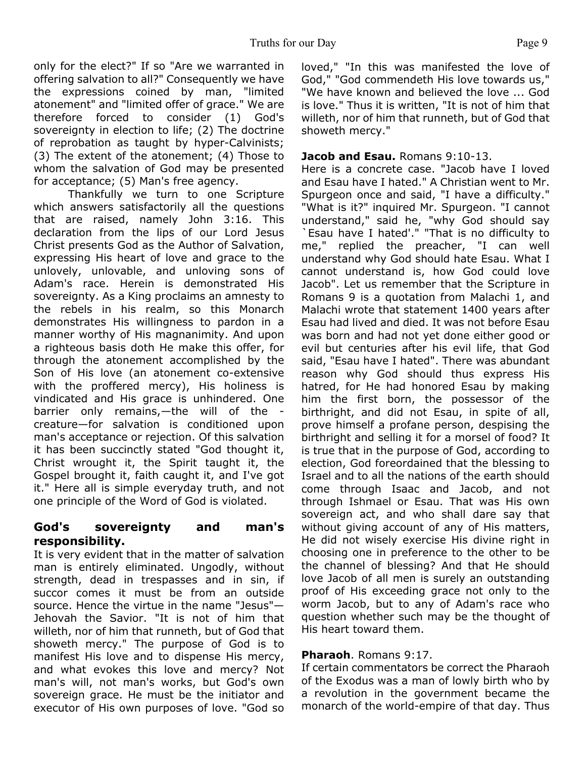only for the elect?" If so "Are we warranted in offering salvation to all?" Consequently we have the expressions coined by man, "limited atonement" and "limited offer of grace." We are therefore forced to consider (1) God's sovereignty in election to life; (2) The doctrine of reprobation as taught by hyper-Calvinists; (3) The extent of the atonement; (4) Those to whom the salvation of God may be presented for acceptance; (5) Man's free agency.

Thankfully we turn to one Scripture which answers satisfactorily all the questions that are raised, namely John 3:16. This declaration from the lips of our Lord Jesus Christ presents God as the Author of Salvation, expressing His heart of love and grace to the unlovely, unlovable, and unloving sons of Adam's race. Herein is demonstrated His sovereignty. As a King proclaims an amnesty to the rebels in his realm, so this Monarch demonstrates His willingness to pardon in a manner worthy of His magnanimity. And upon a righteous basis doth He make this offer, for through the atonement accomplished by the Son of His love (an atonement co-extensive with the proffered mercy), His holiness is vindicated and His grace is unhindered. One barrier only remains,—the will of the creature—for salvation is conditioned upon man's acceptance or rejection. Of this salvation it has been succinctly stated "God thought it, Christ wrought it, the Spirit taught it, the Gospel brought it, faith caught it, and I've got it." Here all is simple everyday truth, and not one principle of the Word of God is violated.

## God's sovereignty and man's responsibility.

It is very evident that in the matter of salvation man is entirely eliminated. Ungodly, without strength, dead in trespasses and in sin, if succor comes it must be from an outside source. Hence the virtue in the name "Jesus"—Jehovah the Savior. "It is not of him that willeth, nor of him that runneth, but of God that showeth mercy." The purpose of God is to manifest His love and to dispense His mercy, and what evokes this love and mercy? Not man's will, not man's works, but God's own sovereign grace. He must be the initiator and executor of His own purposes of love. "God so loved," "In this was manifested the love of God," "God commendeth His love towards us," "We have known and believed the love ... God is love." Thus it is written, "It is not of him that willeth, nor of him that runneth, but of God that showeth mercy."

**Jacob and Esau.** Romans 9:10-13.

Here is a concrete case. "Jacob have I loved and Esau have I hated." A Christian went to Mr. Spurgeon once and said, "I have a difficulty." "What is it?" inquired Mr. Spurgeon. "I cannot understand," said he, "why God should say `Esau have I hated'." "That is no difficulty to me," replied the preacher, "I can well understand why God should hate Esau. What I cannot understand is, how God could love Jacob". Let us remember that the Scripture in Romans 9 is a quotation from Malachi 1, and Malachi wrote that statement 1400 years after Esau had lived and died. It was not before Esau was born and had not yet done either good or evil but centuries after his evil life, that God said, "Esau have I hated". There was abundant reason why God should thus express His hatred, for He had honored Esau by making him the first born, the possessor of the birthright, and did not Esau, in spite of all, prove himself a profane person, despising the birthright and selling it for a morsel of food? It is true that in the purpose of God, according to election, God foreordained that the blessing to Israel and to all the nations of the earth should come through Isaac and Jacob, and not through Ishmael or Esau. That was His own sovereign act, and who shall dare say that without giving account of any of His matters, He did not wisely exercise His divine right in choosing one in preference to the other to be the channel of blessing? And that He should love Jacob of all men is surely an outstanding proof of His exceeding grace not only to the worm Jacob, but to any of Adam's race who question whether such may be the thought of His heart toward them.

**Pharaoh**. Romans 9:17.

If certain commentators be correct the Pharaoh of the Exodus was a man of lowly birth who by a revolution in the government became the monarch of the world-empire of that day. Thus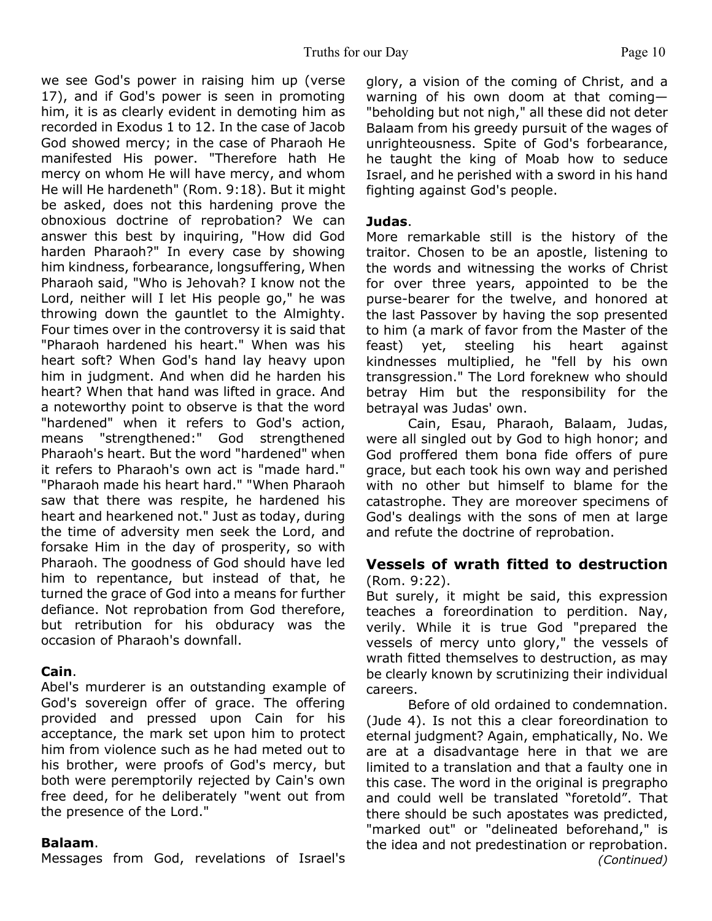we see God's power in raising him up (verse 17), and if God's power is seen in promoting him, it is as clearly evident in demoting him as recorded in Exodus 1 to 12. In the case of Jacob God showed mercy; in the case of Pharaoh He manifested His power. "Therefore hath He mercy on whom He will have mercy, and whom He will He hardeneth" (Rom. 9:18). But it might be asked, does not this hardening prove the obnoxious doctrine of reprobation? We can answer this best by inquiring, "How did God harden Pharaoh?" In every case by showing him kindness, forbearance, longsuffering, When Pharaoh said, "Who is Jehovah? I know not the Lord, neither will I let His people go," he was throwing down the gauntlet to the Almighty. Four times over in the controversy it is said that "Pharaoh hardened his heart." When was his heart soft? When God's hand lay heavy upon him in judgment. And when did he harden his heart? When that hand was lifted in grace. And a noteworthy point to observe is that the word "hardened" when it refers to God's action, means "strengthened:" God strengthened Pharaoh's heart. But the word "hardened" when it refers to Pharaoh's own act is "made hard." "Pharaoh made his heart hard." "When Pharaoh saw that there was respite, he hardened his heart and hearkened not." Just as today, during the time of adversity men seek the Lord, and forsake Him in the day of prosperity, so with Pharaoh. The goodness of God should have led him to repentance, but instead of that, he turned the grace of God into a means for further defiance. Not reprobation from God therefore, but retribution for his obduracy was the occasion of Pharaoh's downfall.

**Cain**.
Abel's murderer is an outstanding example of God's sovereign offer of grace. The offering provided and pressed upon Cain for his acceptance, the mark set upon him to protect him from violence such as he had meted out to his brother, were proofs of God's mercy, but both were peremptorily rejected by Cain's own free deed, for he deliberately "went out from the presence of the Lord."

**Balaam**.
Messages from God, revelations of Israel's glory, a vision of the coming of Christ, and a warning of his own doom at that coming—"beholding but not nigh," all these did not deter Balaam from his greedy pursuit of the wages of unrighteousness. Spite of God's forbearance, he taught the king of Moab how to seduce Israel, and he perished with a sword in his hand fighting against God's people.

**Judas**.
More remarkable still is the history of the traitor. Chosen to be an apostle, listening to the words and witnessing the works of Christ for over three years, appointed to be the purse-bearer for the twelve, and honored at the last Passover by having the sop presented to him (a mark of favor from the Master of the feast) yet, steeling his heart against kindnesses multiplied, he "fell by his own transgression." The Lord foreknew who should betray Him but the responsibility for the betrayal was Judas' own.

Cain, Esau, Pharaoh, Balaam, Judas, were all singled out by God to high honor; and God proffered them bona fide offers of pure grace, but each took his own way and perished with no other but himself to blame for the catastrophe. They are moreover specimens of God's dealings with the sons of men at large and refute the doctrine of reprobation.

## Vessels of wrath fitted to destruction

(Rom. 9:22).
But surely, it might be said, this expression teaches a foreordination to perdition. Nay, verily. While it is true God "prepared the vessels of mercy unto glory," the vessels of wrath fitted themselves to destruction, as may be clearly known by scrutinizing their individual careers.

Before of old ordained to condemnation. (Jude 4). Is not this a clear foreordination to eternal judgment? Again, emphatically, No. We are at a disadvantage here in that we are limited to a translation and that a faulty one in this case. The word in the original is pregrapho and could well be translated "foretold". That there should be such apostates was predicted, "marked out" or "delineated beforehand," is the idea and not predestination or reprobation.

*(Continued)*